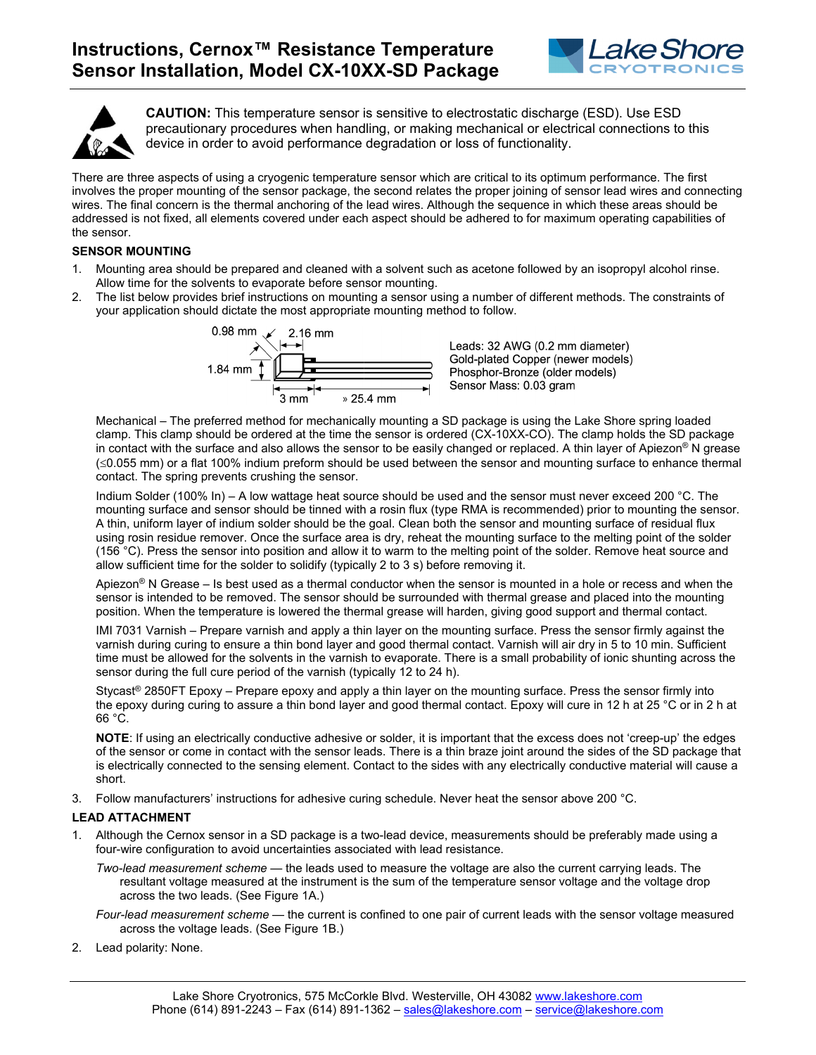# Instructions, Cernox™ Resistance Temperature Sensor Installation, Model CX-10XX-SD Package

**CAUTION:** This temperature sensor is sensitive to electrostatic discharge (ESD). Use ESD precautionary procedures when handling, or making mechanical or electrical connections to this device in order to avoid performance degradation or loss of functionality.

There are three aspects of using a cryogenic temperature sensor which are critical to its optimum performance. The first involves the proper mounting of the sensor package, the second relates the proper joining of sensor lead wires and connecting wires. The final concern is the thermal anchoring of the lead wires. Although the sequence in which these areas should be addressed is not fixed, all elements covered under each aspect should be adhered to for maximum operating capabilities of the sensor.

## SENSOR MOUNTING

1. Mounting area should be prepared and cleaned with a solvent such as acetone followed by an isopropyl alcohol rinse. Allow time for the solvents to evaporate before sensor mounting.
2. The list below provides brief instructions on mounting a sensor using a number of different methods. The constraints of your application should dictate the most appropriate mounting method to follow.

   0.98 mm, 2.16 mm, 1.84 mm, 3 mm, » 25.4 mm

   Leads: 32 AWG (0.2 mm diameter)
   Gold-plated Copper (newer models)
   Phosphor-Bronze (older models)
   Sensor Mass: 0.03 gram

   Mechanical – The preferred method for mechanically mounting a SD package is using the Lake Shore spring loaded clamp. This clamp should be ordered at the time the sensor is ordered (CX-10XX-CO). The clamp holds the SD package in contact with the surface and also allows the sensor to be easily changed or replaced. A thin layer of Apiezon® N grease (≤0.055 mm) or a flat 100% indium preform should be used between the sensor and mounting surface to enhance thermal contact. The spring prevents crushing the sensor.

   Indium Solder (100% In) – A low wattage heat source should be used and the sensor must never exceed 200 °C. The mounting surface and sensor should be tinned with a rosin flux (type RMA is recommended) prior to mounting the sensor. A thin, uniform layer of indium solder should be the goal. Clean both the sensor and mounting surface of residual flux using rosin residue remover. Once the sensor area is dry, reheat the mounting surface to the melting point of the solder (156 °C). Press the sensor into position and allow it to warm to the melting point of the solder. Remove heat source and allow sufficient time for the solder to solidify (typically 2 to 3 s) before removing it.

   Apiezon® N Grease – Is best used as a thermal conductor when the sensor is mounted in a hole or recess and when the sensor is intended to be removed. The sensor should be surrounded with thermal grease and placed into the mounting position. When the temperature is lowered the thermal grease will harden, giving good support and thermal contact.

   IMI 7031 Varnish – Prepare varnish and apply a thin layer on the mounting surface. Press the sensor firmly against the varnish during curing to ensure a thin bond layer and good thermal contact. Varnish will air dry in 5 to 10 min. Sufficient time must be allowed for the solvents in the varnish to evaporate. There is a small probability of ionic shunting across the sensor during the full cure period of the varnish (typically 12 to 24 h).

   Stycast® 2850FT Epoxy – Prepare epoxy and apply a thin layer on the mounting surface. Press the sensor firmly into the epoxy during curing to assure a thin bond layer and good thermal contact. Epoxy will cure in 12 h at 25 °C or in 2 h at 66 °C.

   **NOTE**: If using an electrically conductive adhesive or solder, it is important that the excess does not 'creep-up' the edges of the sensor or come in contact with the sensor leads. There is a thin braze joint around the sides of the SD package that is electrically connected to the sensing element. Contact to the sides with any electrically conductive material will cause a short.

3. Follow manufacturers' instructions for adhesive curing schedule. Never heat the sensor above 200 °C.

## LEAD ATTACHMENT

1. Although the Cernox sensor in a SD package is a two-lead device, measurements should be preferably made using a four-wire configuration to avoid uncertainties associated with lead resistance.

   *Two-lead measurement scheme* — the leads used to measure the voltage are also the current carrying leads. The resultant voltage measured at the instrument is the sum of the temperature sensor voltage and the voltage drop across the two leads. (See Figure 1A.)

   *Four-lead measurement scheme* — the current is confined to one pair of current leads with the sensor voltage measured across the voltage leads. (See Figure 1B.)

2. Lead polarity: None.

Lake Shore Cryotronics, 575 McCorkle Blvd. Westerville, OH 43082 www.lakeshore.com
Phone (614) 891-2243 – Fax (614) 891-1362 – sales@lakeshore.com – service@lakeshore.com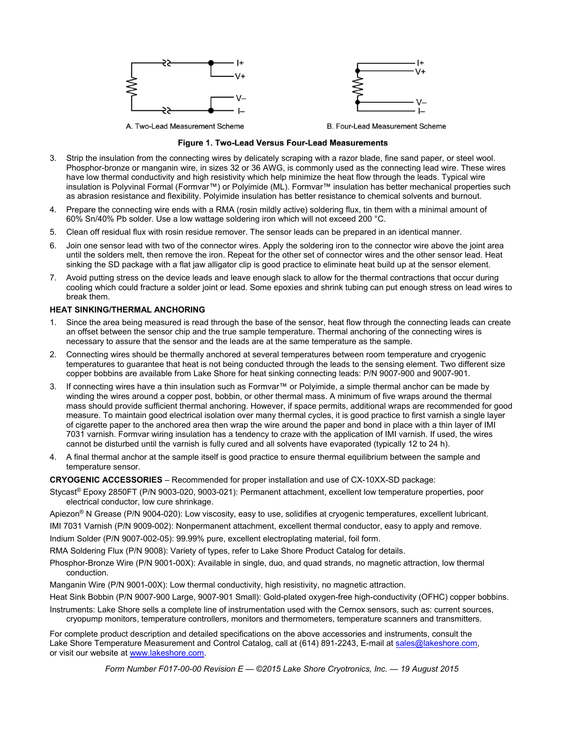A. Two-Lead Measurement Scheme

B. Four-Lead Measurement Scheme

**Figure 1. Two-Lead Versus Four-Lead Measurements**

3. Strip the insulation from the connecting wires by delicately scraping with a razor blade, fine sand paper, or steel wool. Phosphor-bronze or manganin wire, in sizes 32 or 36 AWG, is commonly used as the connecting lead wire. These wires have low thermal conductivity and high resistivity which help minimize the heat flow through the leads. Typical wire insulation is Polyvinal Formal (Formvar™) or Polyimide (ML). Formvar™ insulation has better mechanical properties such as abrasion resistance and flexibility. Polyimide insulation has better resistance to chemical solvents and burnout.
4. Prepare the connecting wire ends with a RMA (rosin mildly active) soldering flux, tin them with a minimal amount of 60% Sn/40% Pb solder. Use a low wattage soldering iron which will not exceed 200 °C.
5. Clean off residual flux with rosin residue remover. The sensor leads can be prepared in an identical manner.
6. Join one sensor lead with two of the connector wires. Apply the soldering iron to the connector wire above the joint area until the solders melt, then remove the iron. Repeat for the other set of connector wires and the other sensor lead. Heat sinking the SD package with a flat jaw alligator clip is good practice to eliminate heat build up at the sensor element.
7. Avoid putting stress on the device leads and leave enough slack to allow for the thermal contractions that occur during cooling which could fracture a solder joint or lead. Some epoxies and shrink tubing can put enough stress on lead wires to break them.

**HEAT SINKING/THERMAL ANCHORING**

1. Since the area being measured is read through the base of the sensor, heat flow through the connecting leads can create an offset between the sensor chip and the true sample temperature. Thermal anchoring of the connecting wires is necessary to assure that the sensor and the leads are at the same temperature as the sample.
2. Connecting wires should be thermally anchored at several temperatures between room temperature and cryogenic temperatures to guarantee that heat is not being conducted through the leads to the sensing element. Two different size copper bobbins are available from Lake Shore for heat sinking connecting leads: P/N 9007-900 and 9007-901.
3. If connecting wires have a thin insulation such as Formvar™ or Polyimide, a simple thermal anchor can be made by winding the wires around a copper post, bobbin, or other thermal mass. A minimum of five wraps around the thermal mass should provide sufficient thermal anchoring. However, if space permits, additional wraps are recommended for good measure. To maintain good electrical isolation over many thermal cycles, it is good practice to first varnish a single layer of cigarette paper to the anchored area then wrap the wire around the paper and bond in place with a thin layer of IMI 7031 varnish. Formvar wiring insulation has a tendency to craze with the application of IMI varnish. If used, the wires cannot be disturbed until the varnish is fully cured and all solvents have evaporated (typically 12 to 24 h).
4. A final thermal anchor at the sample itself is good practice to ensure thermal equilibrium between the sample and temperature sensor.

**CRYOGENIC ACCESSORIES** – Recommended for proper installation and use of CX-10XX-SD package:

Stycast® Epoxy 2850FT (P/N 9003-020, 9003-021): Permanent attachment, excellent low temperature properties, poor electrical conductor, low cure shrinkage.

Apiezon® N Grease (P/N 9004-020): Low viscosity, easy to use, solidifies at cryogenic temperatures, excellent lubricant.

IMI 7031 Varnish (P/N 9009-002): Nonpermanent attachment, excellent thermal conductor, easy to apply and remove.

Indium Solder (P/N 9007-002-05): 99.99% pure, excellent electroplating material, foil form.

RMA Soldering Flux (P/N 9008): Variety of types, refer to Lake Shore Product Catalog for details.

Phosphor-Bronze Wire (P/N 9001-00X): Available in single, duo, and quad strands, no magnetic attraction, low thermal conduction.

Manganin Wire (P/N 9001-00X): Low thermal conductivity, high resistivity, no magnetic attraction.

Heat Sink Bobbin (P/N 9007-900 Large, 9007-901 Small): Gold-plated oxygen-free high-conductivity (OFHC) copper bobbins.

Instruments: Lake Shore sells a complete line of instrumentation used with the Cernox sensors, such as: current sources, cryopump monitors, temperature controllers, monitors and thermometers, temperature scanners and transmitters.

For complete product description and detailed specifications on the above accessories and instruments, consult the Lake Shore Temperature Measurement and Control Catalog, call at (614) 891-2243, E-mail at sales@lakeshore.com, or visit our website at www.lakeshore.com.

*Form Number F017-00-00 Revision E — ©2015 Lake Shore Cryotronics, Inc. — 19 August 2015*